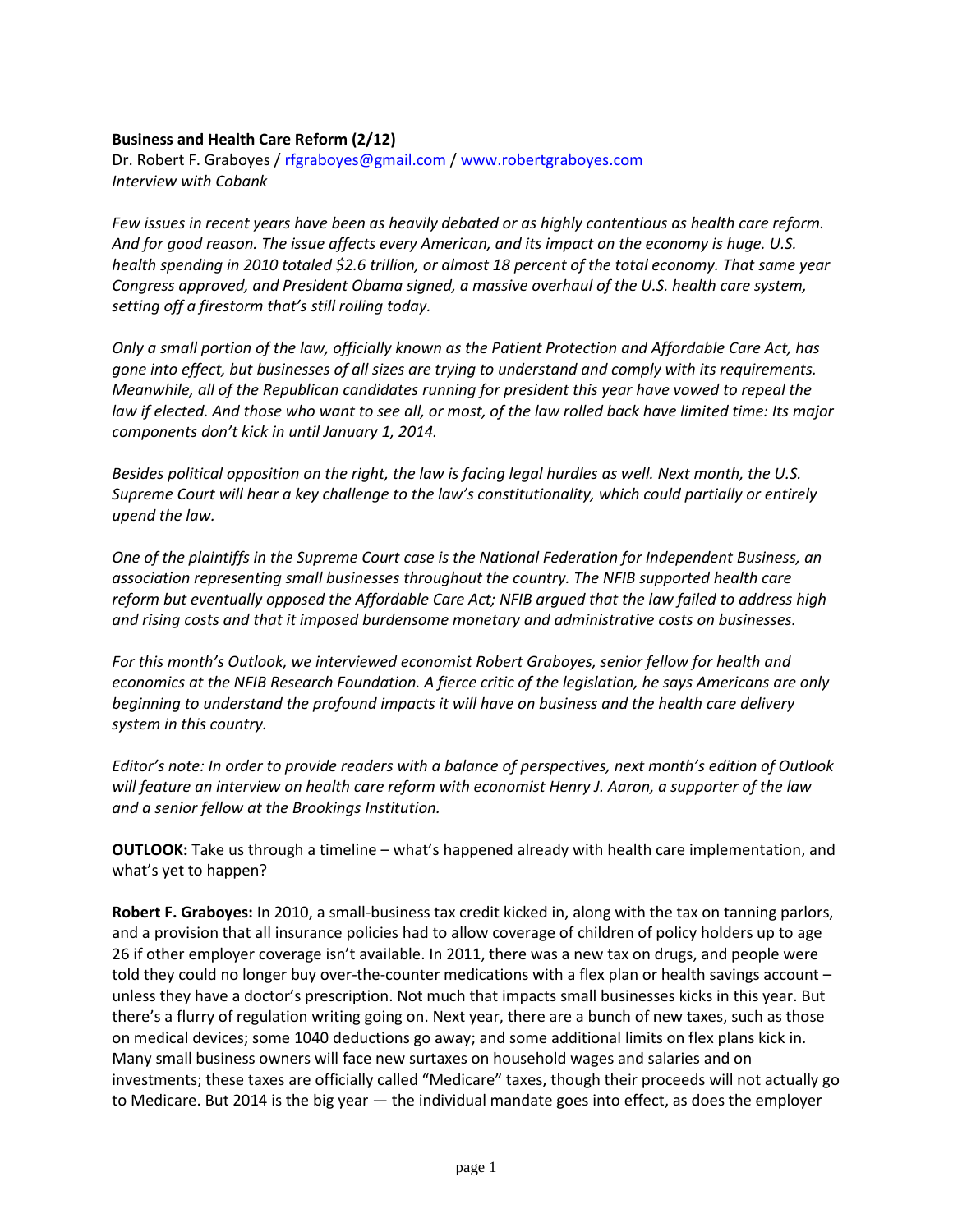**Business and Health Care Reform (2/12)**
Dr. Robert F. Graboyes / rfgraboyes@gmail.com / www.robertgraboyes.com
*Interview with Cobank*

*Few issues in recent years have been as heavily debated or as highly contentious as health care reform. And for good reason. The issue affects every American, and its impact on the economy is huge. U.S. health spending in 2010 totaled $2.6 trillion, or almost 18 percent of the total economy. That same year Congress approved, and President Obama signed, a massive overhaul of the U.S. health care system, setting off a firestorm that's still roiling today.*

*Only a small portion of the law, officially known as the Patient Protection and Affordable Care Act, has gone into effect, but businesses of all sizes are trying to understand and comply with its requirements. Meanwhile, all of the Republican candidates running for president this year have vowed to repeal the law if elected. And those who want to see all, or most, of the law rolled back have limited time: Its major components don't kick in until January 1, 2014.*

*Besides political opposition on the right, the law is facing legal hurdles as well. Next month, the U.S. Supreme Court will hear a key challenge to the law's constitutionality, which could partially or entirely upend the law.*

*One of the plaintiffs in the Supreme Court case is the National Federation for Independent Business, an association representing small businesses throughout the country. The NFIB supported health care reform but eventually opposed the Affordable Care Act; NFIB argued that the law failed to address high and rising costs and that it imposed burdensome monetary and administrative costs on businesses.*

*For this month's Outlook, we interviewed economist Robert Graboyes, senior fellow for health and economics at the NFIB Research Foundation. A fierce critic of the legislation, he says Americans are only beginning to understand the profound impacts it will have on business and the health care delivery system in this country.*

*Editor's note: In order to provide readers with a balance of perspectives, next month's edition of Outlook will feature an interview on health care reform with economist Henry J. Aaron, a supporter of the law and a senior fellow at the Brookings Institution.*

**OUTLOOK:** Take us through a timeline – what's happened already with health care implementation, and what's yet to happen?

**Robert F. Graboyes:** In 2010, a small-business tax credit kicked in, along with the tax on tanning parlors, and a provision that all insurance policies had to allow coverage of children of policy holders up to age 26 if other employer coverage isn't available. In 2011, there was a new tax on drugs, and people were told they could no longer buy over-the-counter medications with a flex plan or health savings account – unless they have a doctor's prescription. Not much that impacts small businesses kicks in this year. But there's a flurry of regulation writing going on. Next year, there are a bunch of new taxes, such as those on medical devices; some 1040 deductions go away; and some additional limits on flex plans kick in. Many small business owners will face new surtaxes on household wages and salaries and on investments; these taxes are officially called "Medicare" taxes, though their proceeds will not actually go to Medicare. But 2014 is the big year — the individual mandate goes into effect, as does the employer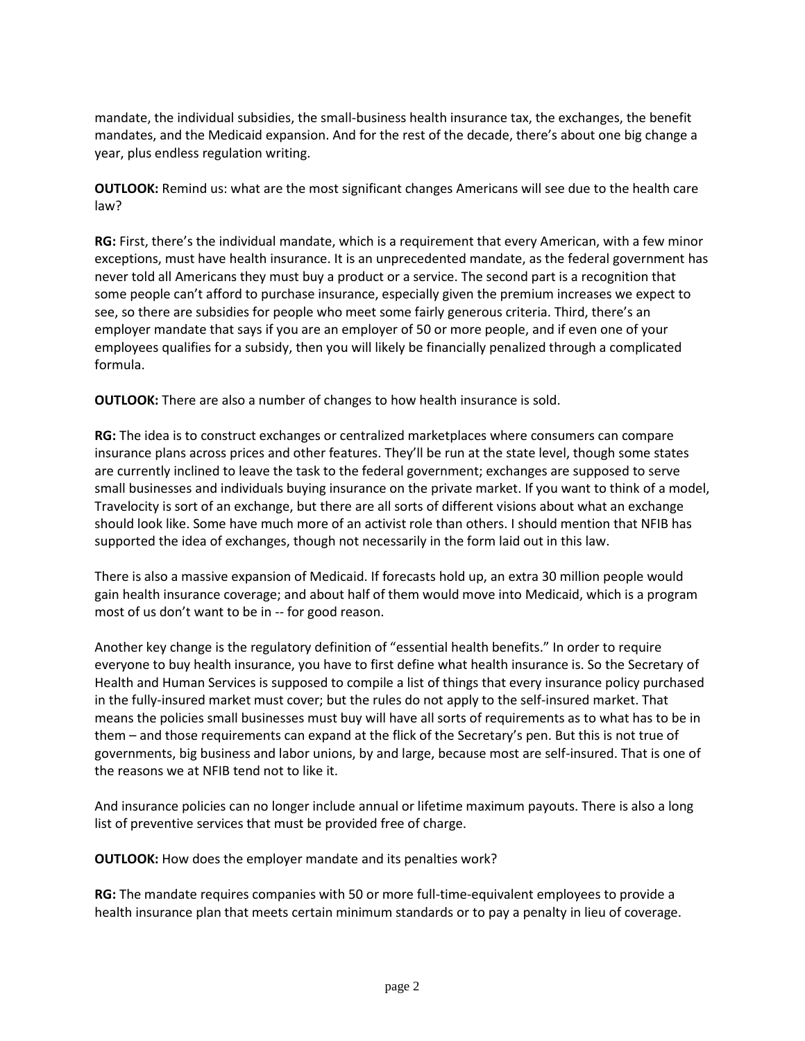mandate, the individual subsidies, the small-business health insurance tax, the exchanges, the benefit mandates, and the Medicaid expansion. And for the rest of the decade, there's about one big change a year, plus endless regulation writing.

**OUTLOOK:** Remind us: what are the most significant changes Americans will see due to the health care law?

**RG:** First, there's the individual mandate, which is a requirement that every American, with a few minor exceptions, must have health insurance. It is an unprecedented mandate, as the federal government has never told all Americans they must buy a product or a service. The second part is a recognition that some people can't afford to purchase insurance, especially given the premium increases we expect to see, so there are subsidies for people who meet some fairly generous criteria. Third, there's an employer mandate that says if you are an employer of 50 or more people, and if even one of your employees qualifies for a subsidy, then you will likely be financially penalized through a complicated formula.

**OUTLOOK:** There are also a number of changes to how health insurance is sold.

**RG:** The idea is to construct exchanges or centralized marketplaces where consumers can compare insurance plans across prices and other features. They'll be run at the state level, though some states are currently inclined to leave the task to the federal government; exchanges are supposed to serve small businesses and individuals buying insurance on the private market. If you want to think of a model, Travelocity is sort of an exchange, but there are all sorts of different visions about what an exchange should look like. Some have much more of an activist role than others. I should mention that NFIB has supported the idea of exchanges, though not necessarily in the form laid out in this law.

There is also a massive expansion of Medicaid. If forecasts hold up, an extra 30 million people would gain health insurance coverage; and about half of them would move into Medicaid, which is a program most of us don't want to be in -- for good reason.

Another key change is the regulatory definition of "essential health benefits." In order to require everyone to buy health insurance, you have to first define what health insurance is. So the Secretary of Health and Human Services is supposed to compile a list of things that every insurance policy purchased in the fully-insured market must cover; but the rules do not apply to the self-insured market. That means the policies small businesses must buy will have all sorts of requirements as to what has to be in them – and those requirements can expand at the flick of the Secretary's pen. But this is not true of governments, big business and labor unions, by and large, because most are self-insured. That is one of the reasons we at NFIB tend not to like it.

And insurance policies can no longer include annual or lifetime maximum payouts. There is also a long list of preventive services that must be provided free of charge.

**OUTLOOK:** How does the employer mandate and its penalties work?

**RG:** The mandate requires companies with 50 or more full-time-equivalent employees to provide a health insurance plan that meets certain minimum standards or to pay a penalty in lieu of coverage.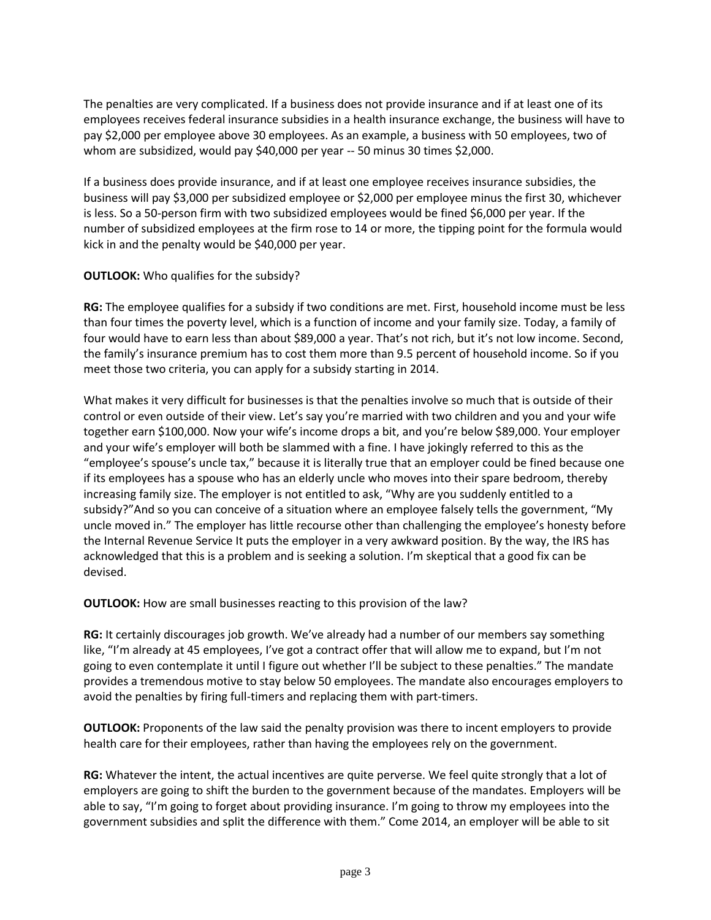The penalties are very complicated. If a business does not provide insurance and if at least one of its employees receives federal insurance subsidies in a health insurance exchange, the business will have to pay $2,000 per employee above 30 employees. As an example, a business with 50 employees, two of whom are subsidized, would pay $40,000 per year -- 50 minus 30 times $2,000.

If a business does provide insurance, and if at least one employee receives insurance subsidies, the business will pay $3,000 per subsidized employee or $2,000 per employee minus the first 30, whichever is less. So a 50-person firm with two subsidized employees would be fined $6,000 per year. If the number of subsidized employees at the firm rose to 14 or more, the tipping point for the formula would kick in and the penalty would be $40,000 per year.

**OUTLOOK:** Who qualifies for the subsidy?

**RG:** The employee qualifies for a subsidy if two conditions are met. First, household income must be less than four times the poverty level, which is a function of income and your family size. Today, a family of four would have to earn less than about $89,000 a year. That's not rich, but it's not low income. Second, the family's insurance premium has to cost them more than 9.5 percent of household income. So if you meet those two criteria, you can apply for a subsidy starting in 2014.

What makes it very difficult for businesses is that the penalties involve so much that is outside of their control or even outside of their view. Let's say you're married with two children and you and your wife together earn $100,000. Now your wife's income drops a bit, and you're below $89,000. Your employer and your wife's employer will both be slammed with a fine. I have jokingly referred to this as the "employee's spouse's uncle tax," because it is literally true that an employer could be fined because one if its employees has a spouse who has an elderly uncle who moves into their spare bedroom, thereby increasing family size. The employer is not entitled to ask, "Why are you suddenly entitled to a subsidy?"And so you can conceive of a situation where an employee falsely tells the government, "My uncle moved in." The employer has little recourse other than challenging the employee's honesty before the Internal Revenue Service It puts the employer in a very awkward position. By the way, the IRS has acknowledged that this is a problem and is seeking a solution. I'm skeptical that a good fix can be devised.

**OUTLOOK:** How are small businesses reacting to this provision of the law?

**RG:** It certainly discourages job growth. We've already had a number of our members say something like, "I'm already at 45 employees, I've got a contract offer that will allow me to expand, but I'm not going to even contemplate it until I figure out whether I'll be subject to these penalties." The mandate provides a tremendous motive to stay below 50 employees. The mandate also encourages employers to avoid the penalties by firing full-timers and replacing them with part-timers.

**OUTLOOK:** Proponents of the law said the penalty provision was there to incent employers to provide health care for their employees, rather than having the employees rely on the government.

**RG:** Whatever the intent, the actual incentives are quite perverse. We feel quite strongly that a lot of employers are going to shift the burden to the government because of the mandates. Employers will be able to say, "I'm going to forget about providing insurance. I'm going to throw my employees into the government subsidies and split the difference with them." Come 2014, an employer will be able to sit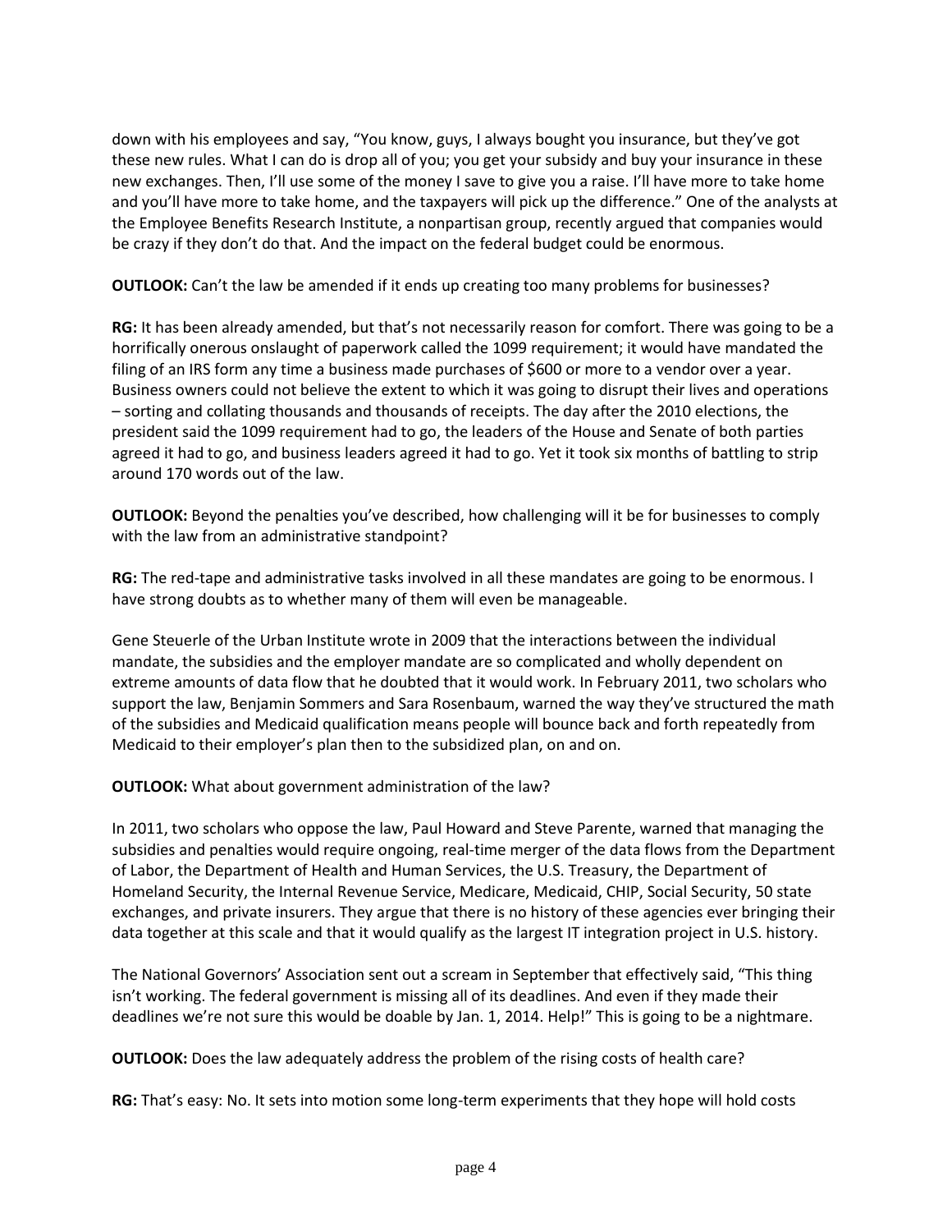down with his employees and say, "You know, guys, I always bought you insurance, but they've got these new rules. What I can do is drop all of you; you get your subsidy and buy your insurance in these new exchanges. Then, I'll use some of the money I save to give you a raise. I'll have more to take home and you'll have more to take home, and the taxpayers will pick up the difference." One of the analysts at the Employee Benefits Research Institute, a nonpartisan group, recently argued that companies would be crazy if they don't do that. And the impact on the federal budget could be enormous.

**OUTLOOK:** Can't the law be amended if it ends up creating too many problems for businesses?

**RG:** It has been already amended, but that's not necessarily reason for comfort. There was going to be a horrifically onerous onslaught of paperwork called the 1099 requirement; it would have mandated the filing of an IRS form any time a business made purchases of $600 or more to a vendor over a year. Business owners could not believe the extent to which it was going to disrupt their lives and operations – sorting and collating thousands and thousands of receipts. The day after the 2010 elections, the president said the 1099 requirement had to go, the leaders of the House and Senate of both parties agreed it had to go, and business leaders agreed it had to go. Yet it took six months of battling to strip around 170 words out of the law.

**OUTLOOK:** Beyond the penalties you've described, how challenging will it be for businesses to comply with the law from an administrative standpoint?

**RG:** The red-tape and administrative tasks involved in all these mandates are going to be enormous. I have strong doubts as to whether many of them will even be manageable.

Gene Steuerle of the Urban Institute wrote in 2009 that the interactions between the individual mandate, the subsidies and the employer mandate are so complicated and wholly dependent on extreme amounts of data flow that he doubted that it would work. In February 2011, two scholars who support the law, Benjamin Sommers and Sara Rosenbaum, warned the way they've structured the math of the subsidies and Medicaid qualification means people will bounce back and forth repeatedly from Medicaid to their employer's plan then to the subsidized plan, on and on.

**OUTLOOK:** What about government administration of the law?

In 2011, two scholars who oppose the law, Paul Howard and Steve Parente, warned that managing the subsidies and penalties would require ongoing, real-time merger of the data flows from the Department of Labor, the Department of Health and Human Services, the U.S. Treasury, the Department of Homeland Security, the Internal Revenue Service, Medicare, Medicaid, CHIP, Social Security, 50 state exchanges, and private insurers. They argue that there is no history of these agencies ever bringing their data together at this scale and that it would qualify as the largest IT integration project in U.S. history.

The National Governors' Association sent out a scream in September that effectively said, "This thing isn't working. The federal government is missing all of its deadlines. And even if they made their deadlines we're not sure this would be doable by Jan. 1, 2014. Help!" This is going to be a nightmare.

**OUTLOOK:** Does the law adequately address the problem of the rising costs of health care?

**RG:** That's easy: No. It sets into motion some long-term experiments that they hope will hold costs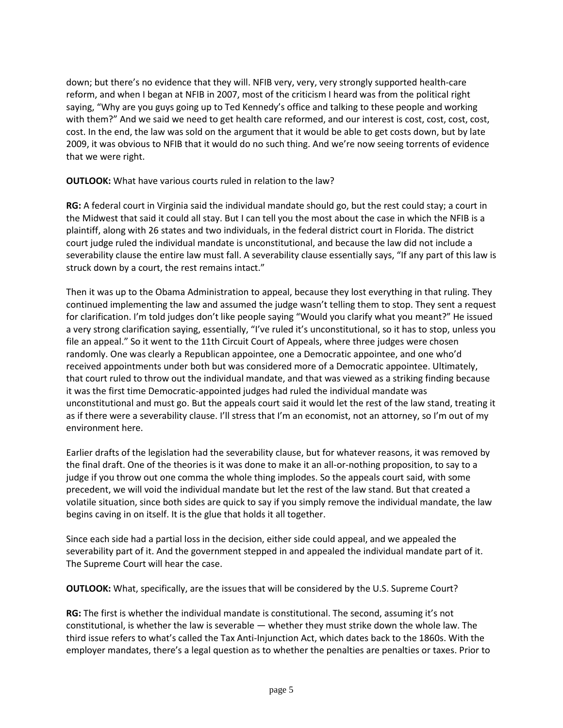down; but there's no evidence that they will. NFIB very, very, very strongly supported health-care reform, and when I began at NFIB in 2007, most of the criticism I heard was from the political right saying, "Why are you guys going up to Ted Kennedy's office and talking to these people and working with them?" And we said we need to get health care reformed, and our interest is cost, cost, cost, cost, cost. In the end, the law was sold on the argument that it would be able to get costs down, but by late 2009, it was obvious to NFIB that it would do no such thing. And we're now seeing torrents of evidence that we were right.

**OUTLOOK:** What have various courts ruled in relation to the law?

**RG:** A federal court in Virginia said the individual mandate should go, but the rest could stay; a court in the Midwest that said it could all stay. But I can tell you the most about the case in which the NFIB is a plaintiff, along with 26 states and two individuals, in the federal district court in Florida. The district court judge ruled the individual mandate is unconstitutional, and because the law did not include a severability clause the entire law must fall. A severability clause essentially says, "If any part of this law is struck down by a court, the rest remains intact."

Then it was up to the Obama Administration to appeal, because they lost everything in that ruling. They continued implementing the law and assumed the judge wasn't telling them to stop. They sent a request for clarification. I'm told judges don't like people saying "Would you clarify what you meant?" He issued a very strong clarification saying, essentially, "I've ruled it's unconstitutional, so it has to stop, unless you file an appeal." So it went to the 11th Circuit Court of Appeals, where three judges were chosen randomly. One was clearly a Republican appointee, one a Democratic appointee, and one who'd received appointments under both but was considered more of a Democratic appointee. Ultimately, that court ruled to throw out the individual mandate, and that was viewed as a striking finding because it was the first time Democratic-appointed judges had ruled the individual mandate was unconstitutional and must go. But the appeals court said it would let the rest of the law stand, treating it as if there were a severability clause. I'll stress that I'm an economist, not an attorney, so I'm out of my environment here.

Earlier drafts of the legislation had the severability clause, but for whatever reasons, it was removed by the final draft. One of the theories is it was done to make it an all-or-nothing proposition, to say to a judge if you throw out one comma the whole thing implodes. So the appeals court said, with some precedent, we will void the individual mandate but let the rest of the law stand. But that created a volatile situation, since both sides are quick to say if you simply remove the individual mandate, the law begins caving in on itself. It is the glue that holds it all together.

Since each side had a partial loss in the decision, either side could appeal, and we appealed the severability part of it. And the government stepped in and appealed the individual mandate part of it. The Supreme Court will hear the case.

**OUTLOOK:** What, specifically, are the issues that will be considered by the U.S. Supreme Court?

**RG:** The first is whether the individual mandate is constitutional. The second, assuming it's not constitutional, is whether the law is severable — whether they must strike down the whole law. The third issue refers to what's called the Tax Anti-Injunction Act, which dates back to the 1860s. With the employer mandates, there's a legal question as to whether the penalties are penalties or taxes. Prior to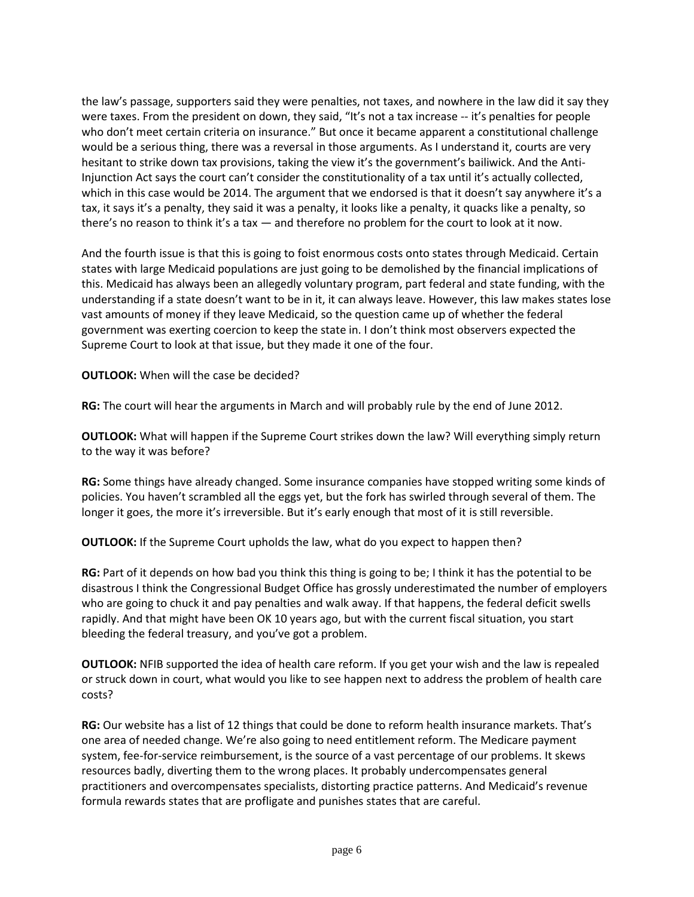the law's passage, supporters said they were penalties, not taxes, and nowhere in the law did it say they were taxes. From the president on down, they said, "It's not a tax increase -- it's penalties for people who don't meet certain criteria on insurance." But once it became apparent a constitutional challenge would be a serious thing, there was a reversal in those arguments. As I understand it, courts are very hesitant to strike down tax provisions, taking the view it's the government's bailiwick. And the Anti-Injunction Act says the court can't consider the constitutionality of a tax until it's actually collected, which in this case would be 2014. The argument that we endorsed is that it doesn't say anywhere it's a tax, it says it's a penalty, they said it was a penalty, it looks like a penalty, it quacks like a penalty, so there's no reason to think it's a tax — and therefore no problem for the court to look at it now.

And the fourth issue is that this is going to foist enormous costs onto states through Medicaid. Certain states with large Medicaid populations are just going to be demolished by the financial implications of this. Medicaid has always been an allegedly voluntary program, part federal and state funding, with the understanding if a state doesn't want to be in it, it can always leave. However, this law makes states lose vast amounts of money if they leave Medicaid, so the question came up of whether the federal government was exerting coercion to keep the state in. I don't think most observers expected the Supreme Court to look at that issue, but they made it one of the four.

**OUTLOOK:** When will the case be decided?

**RG:** The court will hear the arguments in March and will probably rule by the end of June 2012.

**OUTLOOK:** What will happen if the Supreme Court strikes down the law? Will everything simply return to the way it was before?

**RG:** Some things have already changed. Some insurance companies have stopped writing some kinds of policies. You haven't scrambled all the eggs yet, but the fork has swirled through several of them. The longer it goes, the more it's irreversible. But it's early enough that most of it is still reversible.

**OUTLOOK:** If the Supreme Court upholds the law, what do you expect to happen then?

**RG:** Part of it depends on how bad you think this thing is going to be; I think it has the potential to be disastrous I think the Congressional Budget Office has grossly underestimated the number of employers who are going to chuck it and pay penalties and walk away. If that happens, the federal deficit swells rapidly. And that might have been OK 10 years ago, but with the current fiscal situation, you start bleeding the federal treasury, and you've got a problem.

**OUTLOOK:** NFIB supported the idea of health care reform. If you get your wish and the law is repealed or struck down in court, what would you like to see happen next to address the problem of health care costs?

**RG:** Our website has a list of 12 things that could be done to reform health insurance markets. That's one area of needed change. We're also going to need entitlement reform. The Medicare payment system, fee-for-service reimbursement, is the source of a vast percentage of our problems. It skews resources badly, diverting them to the wrong places. It probably undercompensates general practitioners and overcompensates specialists, distorting practice patterns. And Medicaid's revenue formula rewards states that are profligate and punishes states that are careful.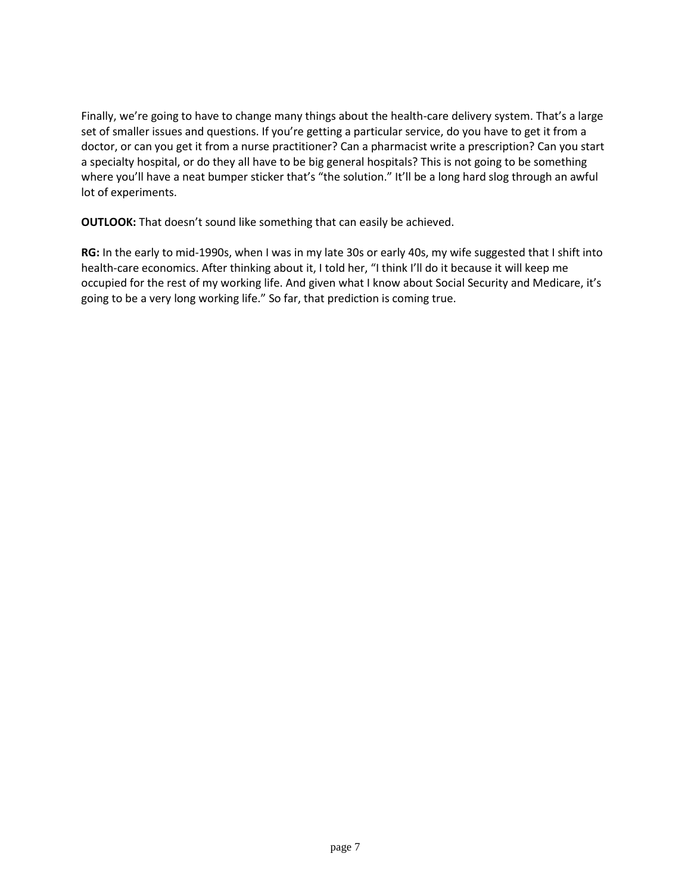Finally, we're going to have to change many things about the health-care delivery system. That's a large set of smaller issues and questions. If you're getting a particular service, do you have to get it from a doctor, or can you get it from a nurse practitioner? Can a pharmacist write a prescription? Can you start a specialty hospital, or do they all have to be big general hospitals? This is not going to be something where you'll have a neat bumper sticker that's "the solution." It'll be a long hard slog through an awful lot of experiments.

**OUTLOOK:** That doesn't sound like something that can easily be achieved.

**RG:** In the early to mid-1990s, when I was in my late 30s or early 40s, my wife suggested that I shift into health-care economics. After thinking about it, I told her, "I think I'll do it because it will keep me occupied for the rest of my working life. And given what I know about Social Security and Medicare, it's going to be a very long working life." So far, that prediction is coming true.